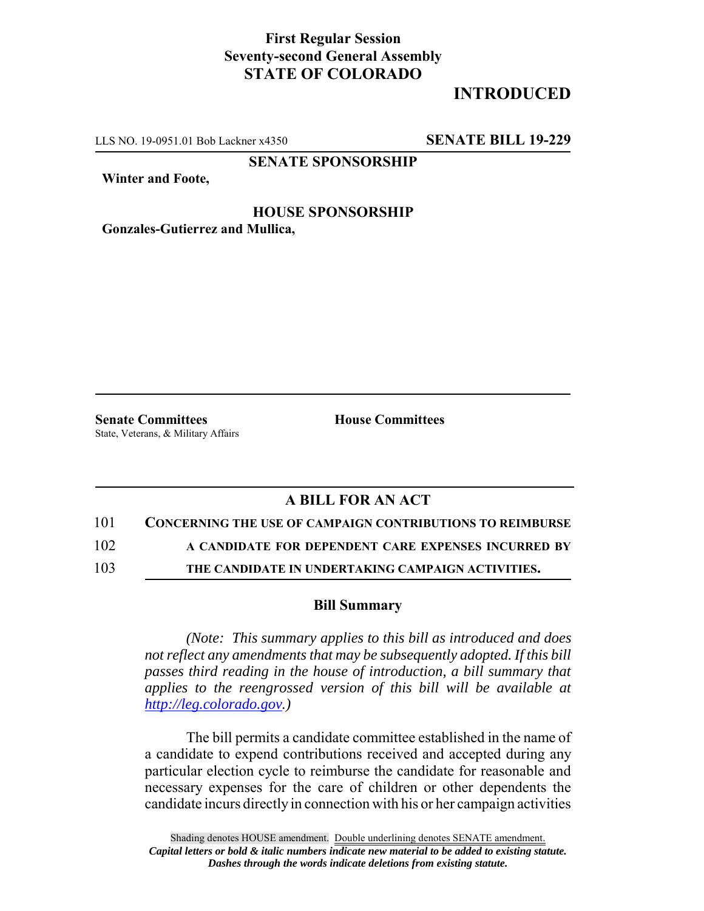**First Regular Session**
**Seventy-second General Assembly**
**STATE OF COLORADO**

**INTRODUCED**

LLS NO. 19-0951.01 Bob Lackner x4350 **SENATE BILL 19-229**

**SENATE SPONSORSHIP**

**Winter and Foote,**

**HOUSE SPONSORSHIP**

**Gonzales-Gutierrez and Mullica,**

**Senate Committees**
State, Veterans, & Military Affairs

**House Committees**

## A BILL FOR AN ACT

101 **CONCERNING THE USE OF CAMPAIGN CONTRIBUTIONS TO REIMBURSE**
102 **A CANDIDATE FOR DEPENDENT CARE EXPENSES INCURRED BY**
103 **THE CANDIDATE IN UNDERTAKING CAMPAIGN ACTIVITIES.**

### Bill Summary

*(Note: This summary applies to this bill as introduced and does not reflect any amendments that may be subsequently adopted. If this bill passes third reading in the house of introduction, a bill summary that applies to the reengrossed version of this bill will be available at http://leg.colorado.gov.)*

The bill permits a candidate committee established in the name of a candidate to expend contributions received and accepted during any particular election cycle to reimburse the candidate for reasonable and necessary expenses for the care of children or other dependents the candidate incurs directly in connection with his or her campaign activities

Shading denotes HOUSE amendment. Double underlining denotes SENATE amendment.
***Capital letters or bold & italic numbers indicate new material to be added to existing statute.***
***Dashes through the words indicate deletions from existing statute.***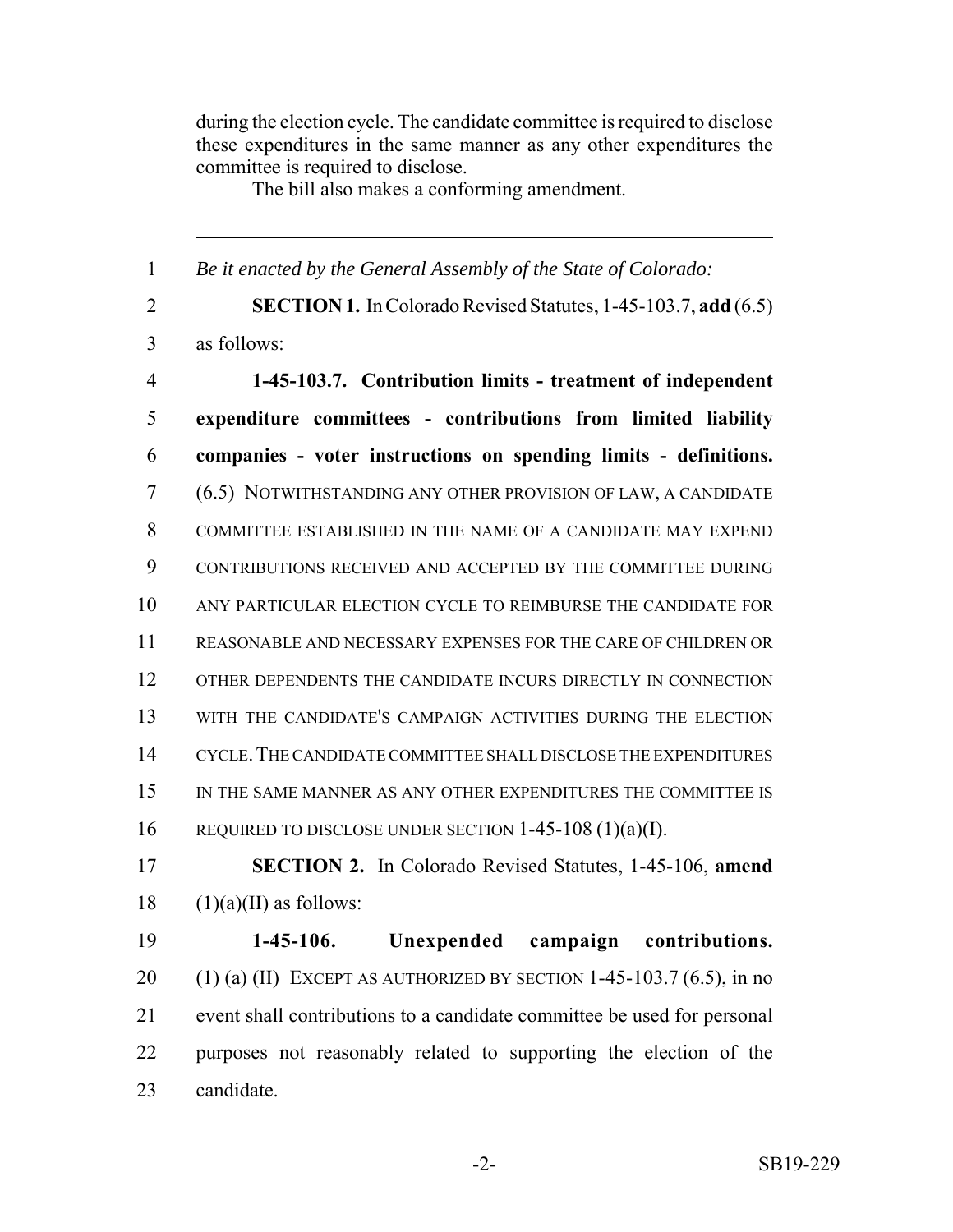during the election cycle. The candidate committee is required to disclose these expenditures in the same manner as any other expenditures the committee is required to disclose.

The bill also makes a conforming amendment.

---

1 *Be it enacted by the General Assembly of the State of Colorado:*

2 **SECTION 1.** In Colorado Revised Statutes, 1-45-103.7, **add** (6.5)
3 as follows:

4 **1-45-103.7. Contribution limits - treatment of independent**
5 **expenditure committees - contributions from limited liability**
6 **companies - voter instructions on spending limits - definitions.**
7 (6.5) NOTWITHSTANDING ANY OTHER PROVISION OF LAW, A CANDIDATE
8 COMMITTEE ESTABLISHED IN THE NAME OF A CANDIDATE MAY EXPEND
9 CONTRIBUTIONS RECEIVED AND ACCEPTED BY THE COMMITTEE DURING
10 ANY PARTICULAR ELECTION CYCLE TO REIMBURSE THE CANDIDATE FOR
11 REASONABLE AND NECESSARY EXPENSES FOR THE CARE OF CHILDREN OR
12 OTHER DEPENDENTS THE CANDIDATE INCURS DIRECTLY IN CONNECTION
13 WITH THE CANDIDATE'S CAMPAIGN ACTIVITIES DURING THE ELECTION
14 CYCLE. THE CANDIDATE COMMITTEE SHALL DISCLOSE THE EXPENDITURES
15 IN THE SAME MANNER AS ANY OTHER EXPENDITURES THE COMMITTEE IS
16 REQUIRED TO DISCLOSE UNDER SECTION 1-45-108 (1)(a)(I).

17 **SECTION 2.** In Colorado Revised Statutes, 1-45-106, **amend**
18 (1)(a)(II) as follows:

19 **1-45-106. Unexpended campaign contributions.**
20 (1) (a) (II) EXCEPT AS AUTHORIZED BY SECTION 1-45-103.7 (6.5), in no
21 event shall contributions to a candidate committee be used for personal
22 purposes not reasonably related to supporting the election of the
23 candidate.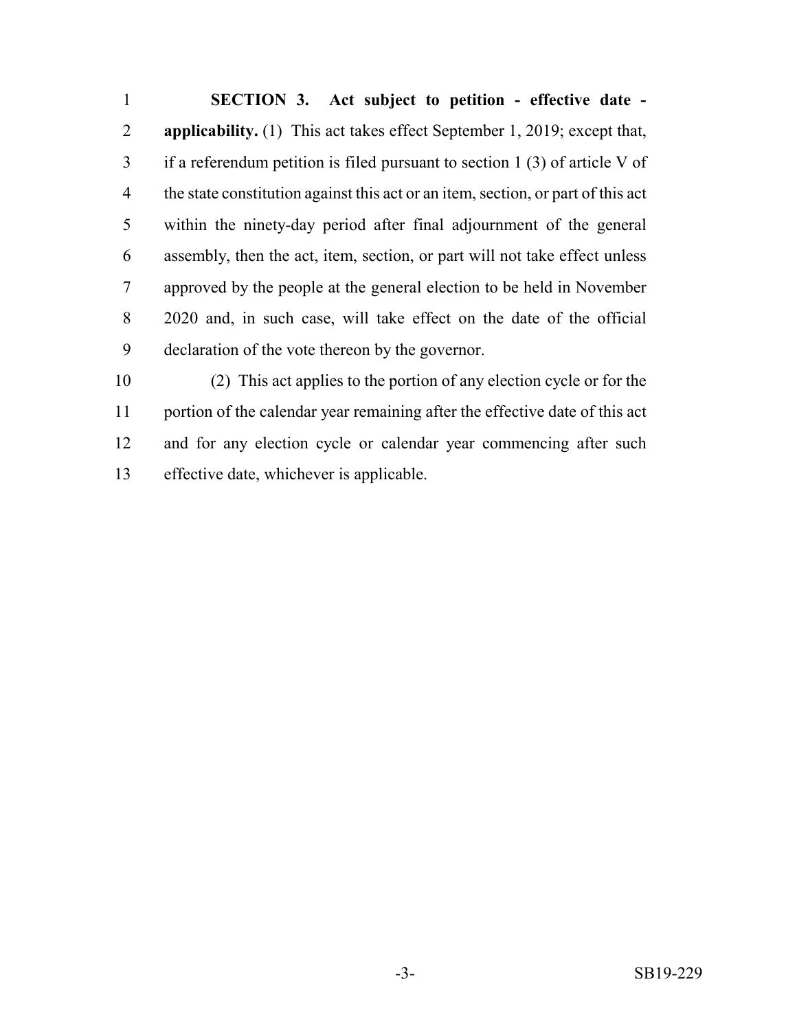**SECTION 3. Act subject to petition - effective date - applicability.** (1) This act takes effect September 1, 2019; except that, if a referendum petition is filed pursuant to section 1 (3) of article V of the state constitution against this act or an item, section, or part of this act within the ninety-day period after final adjournment of the general assembly, then the act, item, section, or part will not take effect unless approved by the people at the general election to be held in November 2020 and, in such case, will take effect on the date of the official declaration of the vote thereon by the governor.

(2) This act applies to the portion of any election cycle or for the portion of the calendar year remaining after the effective date of this act and for any election cycle or calendar year commencing after such effective date, whichever is applicable.